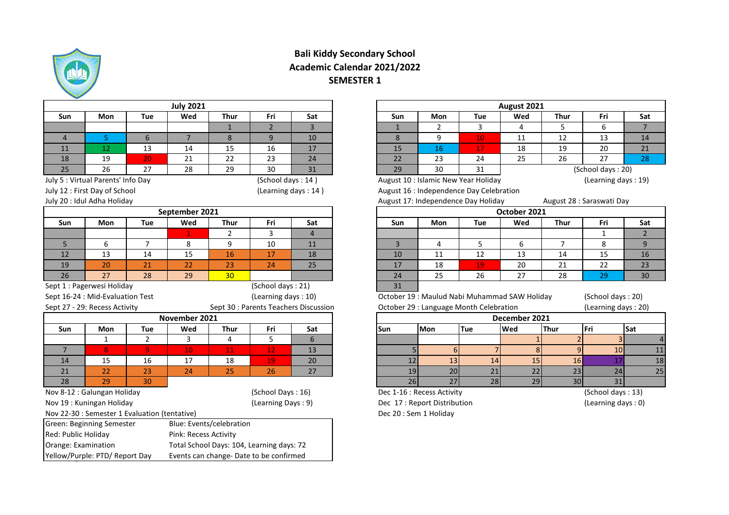# Bali Kiddy Secondary School
## Academic Calendar 2021/2022
### SEMESTER 1

**July 2021**

| Sun | Mon | Tue | Wed | Thur | Fri | Sat |
|---|---|---|---|---|---|---|
| | | | | 1 | 2 | 3 |
| 4 | 5 | 6 | 7 | 8 | 9 | 10 |
| 11 | 12 | 13 | 14 | 15 | 16 | 17 |
| 18 | 19 | 20 | 21 | 22 | 23 | 24 |
| 25 | 26 | 27 | 28 | 29 | 30 | 31 |

July 5 : Virtual Parents' Info Day (School days : 14 )
July 12 : First Day of School (Learning days : 14 )
July 20 : Idul Adha Holiday

**August 2021**

| Sun | Mon | Tue | Wed | Thur | Fri | Sat |
|---|---|---|---|---|---|---|
| 1 | 2 | 3 | 4 | 5 | 6 | 7 |
| 8 | 9 | 10 | 11 | 12 | 13 | 14 |
| 15 | 16 | 17 | 18 | 19 | 20 | 21 |
| 22 | 23 | 24 | 25 | 26 | 27 | 28 |
| 29 | 30 | 31 | | | | |

(School days : 20)
August 10 : Islamic New Year Holiday (Learning days : 19)
August 16 : Independence Day Celebration
August 17: Independence Day Holiday
August 28 : Saraswati Day

**September 2021**

| Sun | Mon | Tue | Wed | Thur | Fri | Sat |
|---|---|---|---|---|---|---|
| | | | 1 | 2 | 3 | 4 |
| 5 | 6 | 7 | 8 | 9 | 10 | 11 |
| 12 | 13 | 14 | 15 | 16 | 17 | 18 |
| 19 | 20 | 21 | 22 | 23 | 24 | 25 |
| 26 | 27 | 28 | 29 | 30 | | |

Sept 1 : Pagerwesi Holiday (School days : 21)
Sept 16-24 : Mid-Evaluation Test (Learning days : 10)
Sept 27 - 29: Recess Activity
Sept 30 : Parents Teachers Discussion

**October 2021**

| Sun | Mon | Tue | Wed | Thur | Fri | Sat |
|---|---|---|---|---|---|---|
| | | | | | 1 | 2 |
| 3 | 4 | 5 | 6 | 7 | 8 | 9 |
| 10 | 11 | 12 | 13 | 14 | 15 | 16 |
| 17 | 18 | 19 | 20 | 21 | 22 | 23 |
| 24 | 25 | 26 | 27 | 28 | 29 | 30 |
| 31 | | | | | | |

October 19 : Maulud Nabi Muhammad SAW Holiday (School days : 20)
October 29 : Language Month Celebration (Learning days : 20)

**November 2021**

| Sun | Mon | Tue | Wed | Thur | Fri | Sat |
|---|---|---|---|---|---|---|
| | 1 | 2 | 3 | 4 | 5 | 6 |
| 7 | 8 | 9 | 10 | 11 | 12 | 13 |
| 14 | 15 | 16 | 17 | 18 | 19 | 20 |
| 21 | 22 | 23 | 24 | 25 | 26 | 27 |
| 28 | 29 | 30 | | | | |

Nov 8-12 : Galungan Holiday (School Days : 16)
Nov 19 : Kuningan Holiday (Learning Days : 9)
Nov 22-30 : Semester 1 Evaluation (tentative)

**December 2021**

| Sun | Mon | Tue | Wed | Thur | Fri | Sat |
|---|---|---|---|---|---|---|
| | | | 1 | 2 | 3 | 4 |
| 5 | 6 | 7 | 8 | 9 | 10 | 11 |
| 12 | 13 | 14 | 15 | 16 | 17 | 18 |
| 19 | 20 | 21 | 22 | 23 | 24 | 25 |
| 26 | 27 | 28 | 29 | 30 | 31 | |

Dec 1-16 : Recess Activity (School days : 13)
Dec 17 : Report Distribution (Learning days : 0)
Dec 20 : Sem 1 Holiday

| | |
|---|---|
| Green: Beginning Semester | Blue: Events/celebration |
| Red: Public Holiday | Pink: Recess Activity |
| Orange: Examination | Total School Days: 104, Learning days: 72 |
| Yellow/Purple: PTD/ Report Day | Events can change- Date to be confirmed |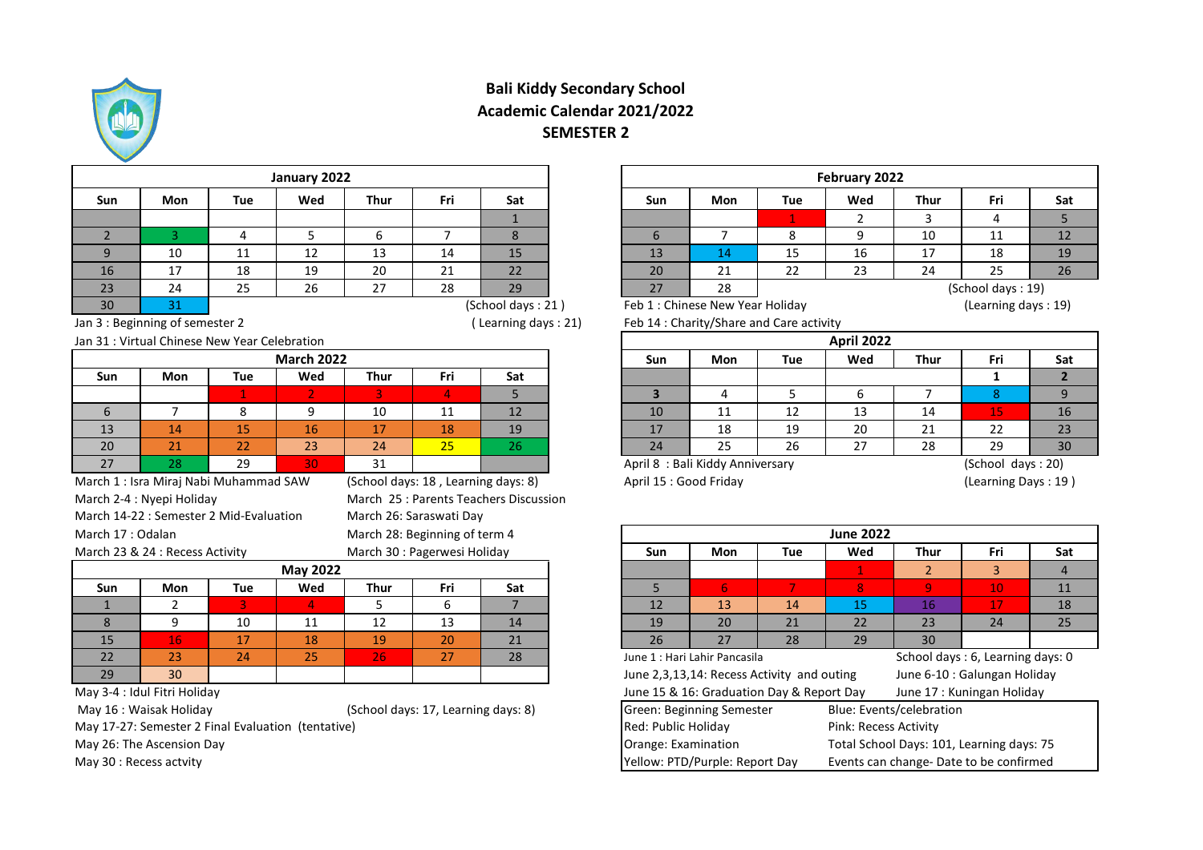**Bali Kiddy Secondary School**
**Academic Calendar 2021/2022**
**SEMESTER 2**

| January 2022 | | | | | | |
|---|---|---|---|---|---|---|
| Sun | Mon | Tue | Wed | Thur | Fri | Sat |
| | | | | | | 1 |
| 2 | 3 | 4 | 5 | 6 | 7 | 8 |
| 9 | 10 | 11 | 12 | 13 | 14 | 15 |
| 16 | 17 | 18 | 19 | 20 | 21 | 22 |
| 23 | 24 | 25 | 26 | 27 | 28 | 29 |
| 30 | 31 | | | | | |

(School days : 21 )
( Learning days : 21)

Jan 3 : Beginning of semester 2
Jan 31 : Virtual Chinese New Year Celebration

| February 2022 | | | | | | |
|---|---|---|---|---|---|---|
| Sun | Mon | Tue | Wed | Thur | Fri | Sat |
| | | 1 | 2 | 3 | 4 | 5 |
| 6 | 7 | 8 | 9 | 10 | 11 | 12 |
| 13 | 14 | 15 | 16 | 17 | 18 | 19 |
| 20 | 21 | 22 | 23 | 24 | 25 | 26 |
| 27 | 28 | | | | | |

(School days : 19)
(Learning days : 19)

Feb 1 : Chinese New Year Holiday
Feb 14 : Charity/Share and Care activity

| March 2022 | | | | | | |
|---|---|---|---|---|---|---|
| Sun | Mon | Tue | Wed | Thur | Fri | Sat |
| | | 1 | 2 | 3 | 4 | 5 |
| 6 | 7 | 8 | 9 | 10 | 11 | 12 |
| 13 | 14 | 15 | 16 | 17 | 18 | 19 |
| 20 | 21 | 22 | 23 | 24 | 25 | 26 |
| 27 | 28 | 29 | 30 | 31 | | |

March 1 : Isra Miraj Nabi Muhammad SAW
March 2-4 : Nyepi Holiday
March 14-22 : Semester 2 Mid-Evaluation
March 17 : Odalan
March 23 & 24 : Recess Activity

(School days: 18 , Learning days: 8)
March 25 : Parents Teachers Discussion
March 26: Saraswati Day
March 28: Beginning of term 4
March 30 : Pagerwesi Holiday

| April 2022 | | | | | | |
|---|---|---|---|---|---|---|
| Sun | Mon | Tue | Wed | Thur | Fri | Sat |
| | | | | | 1 | 2 |
| 3 | 4 | 5 | 6 | 7 | 8 | 9 |
| 10 | 11 | 12 | 13 | 14 | 15 | 16 |
| 17 | 18 | 19 | 20 | 21 | 22 | 23 |
| 24 | 25 | 26 | 27 | 28 | 29 | 30 |

April 8 : Bali Kiddy Anniversary
April 15 : Good Friday

(School days : 20)
(Learning Days : 19 )

| May 2022 | | | | | | |
|---|---|---|---|---|---|---|
| Sun | Mon | Tue | Wed | Thur | Fri | Sat |
| 1 | 2 | 3 | 4 | 5 | 6 | 7 |
| 8 | 9 | 10 | 11 | 12 | 13 | 14 |
| 15 | 16 | 17 | 18 | 19 | 20 | 21 |
| 22 | 23 | 24 | 25 | 26 | 27 | 28 |
| 29 | 30 | | | | | |

May 3-4 : Idul Fitri Holiday
May 16 : Waisak Holiday
May 17-27: Semester 2 Final Evaluation (tentative)
May 26: The Ascension Day
May 30 : Recess actvity

(School days: 17, Learning days: 8)

| June 2022 | | | | | | |
|---|---|---|---|---|---|---|
| Sun | Mon | Tue | Wed | Thur | Fri | Sat |
| | | | 1 | 2 | 3 | 4 |
| 5 | 6 | 7 | 8 | 9 | 10 | 11 |
| 12 | 13 | 14 | 15 | 16 | 17 | 18 |
| 19 | 20 | 21 | 22 | 23 | 24 | 25 |
| 26 | 27 | 28 | 29 | 30 | | |

June 1 : Hari Lahir Pancasila
June 2,3,13,14: Recess Activity and outing
June 15 & 16: Graduation Day & Report Day

School days : 6, Learning days: 0
June 6-10 : Galungan Holiday
June 17 : Kuningan Holiday

| | |
|---|---|
| Green: Beginning Semester | Blue: Events/celebration |
| Red: Public Holiday | Pink: Recess Activity |
| Orange: Examination | Total School Days: 101, Learning days: 75 |
| Yellow: PTD/Purple: Report Day | Events can change- Date to be confirmed |